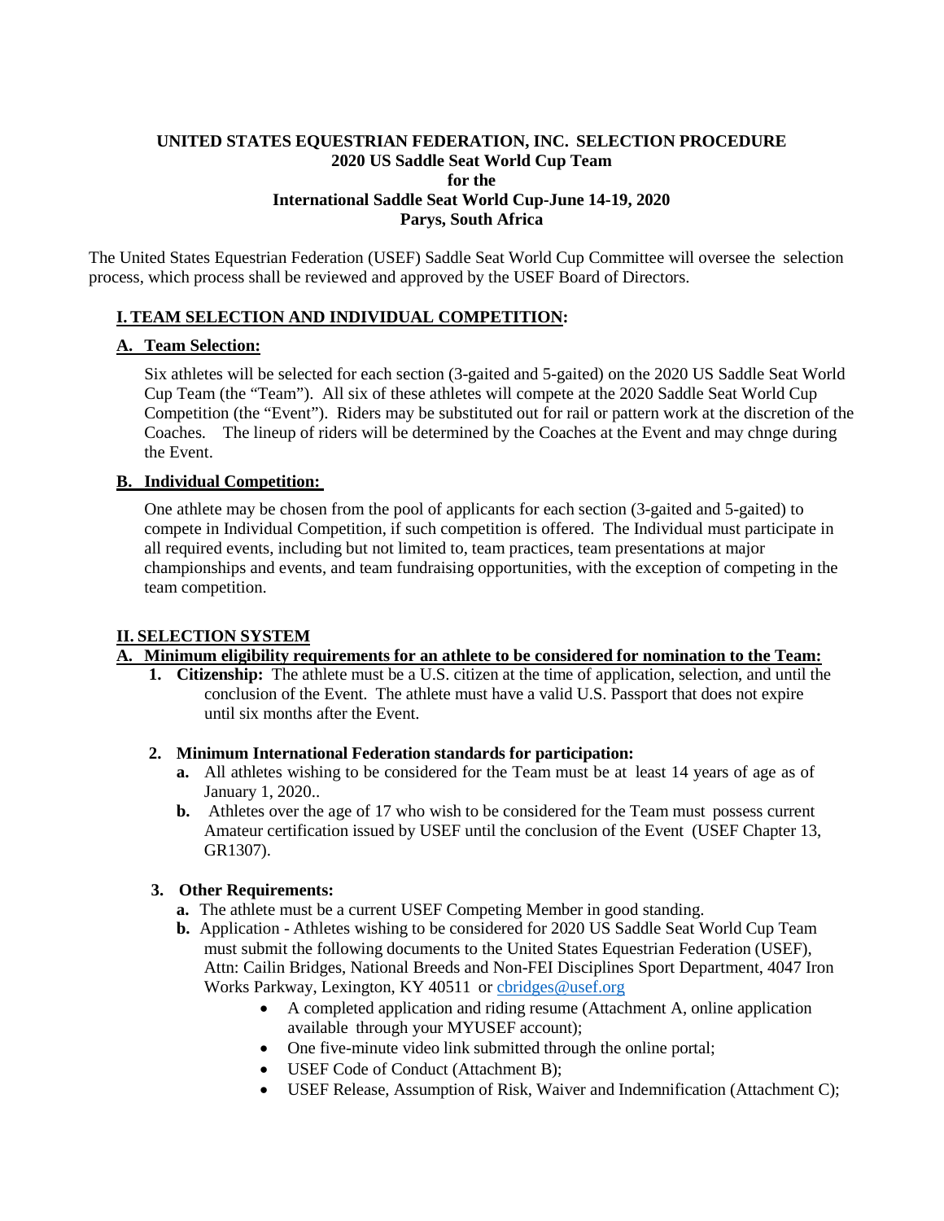**UNITED STATES EQUESTRIAN FEDERATION, INC. SELECTION PROCEDURE**
**2020 US Saddle Seat World Cup Team**
**for the**
**International Saddle Seat World Cup-June 14-19, 2020**
**Parys, South Africa**

The United States Equestrian Federation (USEF) Saddle Seat World Cup Committee will oversee the selection process, which process shall be reviewed and approved by the USEF Board of Directors.

## I. TEAM SELECTION AND INDIVIDUAL COMPETITION:

### A. Team Selection:

Six athletes will be selected for each section (3-gaited and 5-gaited) on the 2020 US Saddle Seat World Cup Team (the "Team"). All six of these athletes will compete at the 2020 Saddle Seat World Cup Competition (the "Event"). Riders may be substituted out for rail or pattern work at the discretion of the Coaches. The lineup of riders will be determined by the Coaches at the Event and may chnge during the Event.

### B. Individual Competition:

One athlete may be chosen from the pool of applicants for each section (3-gaited and 5-gaited) to compete in Individual Competition, if such competition is offered. The Individual must participate in all required events, including but not limited to, team practices, team presentations at major championships and events, and team fundraising opportunities, with the exception of competing in the team competition.

## II. SELECTION SYSTEM

### A. Minimum eligibility requirements for an athlete to be considered for nomination to the Team:

1. **Citizenship:** The athlete must be a U.S. citizen at the time of application, selection, and until the conclusion of the Event. The athlete must have a valid U.S. Passport that does not expire until six months after the Event.

2. **Minimum International Federation standards for participation:**
   - **a.** All athletes wishing to be considered for the Team must be at least 14 years of age as of January 1, 2020..
   - **b.** Athletes over the age of 17 who wish to be considered for the Team must possess current Amateur certification issued by USEF until the conclusion of the Event (USEF Chapter 13, GR1307).

3. **Other Requirements:**
   - **a.** The athlete must be a current USEF Competing Member in good standing.
   - **b.** Application - Athletes wishing to be considered for 2020 US Saddle Seat World Cup Team must submit the following documents to the United States Equestrian Federation (USEF), Attn: Cailin Bridges, National Breeds and Non-FEI Disciplines Sport Department, 4047 Iron Works Parkway, Lexington, KY 40511 or cbridges@usef.org
     - A completed application and riding resume (Attachment A, online application available through your MYUSEF account);
     - One five-minute video link submitted through the online portal;
     - USEF Code of Conduct (Attachment B);
     - USEF Release, Assumption of Risk, Waiver and Indemnification (Attachment C);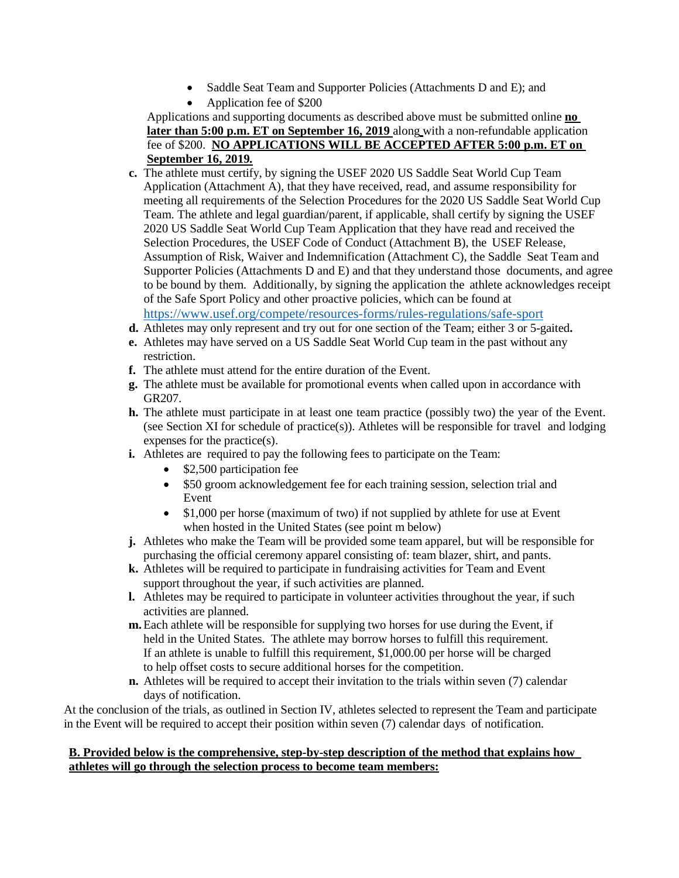- Saddle Seat Team and Supporter Policies (Attachments D and E); and
- Application fee of $200

Applications and supporting documents as described above must be submitted online **no later than 5:00 p.m. ET on September 16, 2019** along with a non-refundable application fee of $200. **NO APPLICATIONS WILL BE ACCEPTED AFTER 5:00 p.m. ET on September 16, 2019.**

**c.** The athlete must certify, by signing the USEF 2020 US Saddle Seat World Cup Team Application (Attachment A), that they have received, read, and assume responsibility for meeting all requirements of the Selection Procedures for the 2020 US Saddle Seat World Cup Team. The athlete and legal guardian/parent, if applicable, shall certify by signing the USEF 2020 US Saddle Seat World Cup Team Application that they have read and received the Selection Procedures, the USEF Code of Conduct (Attachment B), the USEF Release, Assumption of Risk, Waiver and Indemnification (Attachment C), the Saddle Seat Team and Supporter Policies (Attachments D and E) and that they understand those documents, and agree to be bound by them. Additionally, by signing the application the athlete acknowledges receipt of the Safe Sport Policy and other proactive policies, which can be found at https://www.usef.org/compete/resources-forms/rules-regulations/safe-sport

**d.** Athletes may only represent and try out for one section of the Team; either 3 or 5-gaited**.**

**e.** Athletes may have served on a US Saddle Seat World Cup team in the past without any restriction.

**f.** The athlete must attend for the entire duration of the Event.

**g.** The athlete must be available for promotional events when called upon in accordance with GR207.

**h.** The athlete must participate in at least one team practice (possibly two) the year of the Event. (see Section XI for schedule of practice(s)). Athletes will be responsible for travel and lodging expenses for the practice(s).

**i.** Athletes are required to pay the following fees to participate on the Team:

- $2,500 participation fee
- $50 groom acknowledgement fee for each training session, selection trial and Event
- $1,000 per horse (maximum of two) if not supplied by athlete for use at Event when hosted in the United States (see point m below)

**j.** Athletes who make the Team will be provided some team apparel, but will be responsible for purchasing the official ceremony apparel consisting of: team blazer, shirt, and pants.

**k.** Athletes will be required to participate in fundraising activities for Team and Event support throughout the year, if such activities are planned.

**l.** Athletes may be required to participate in volunteer activities throughout the year, if such activities are planned.

**m.** Each athlete will be responsible for supplying two horses for use during the Event, if held in the United States. The athlete may borrow horses to fulfill this requirement. If an athlete is unable to fulfill this requirement, $1,000.00 per horse will be charged to help offset costs to secure additional horses for the competition.

**n.** Athletes will be required to accept their invitation to the trials within seven (7) calendar days of notification.

At the conclusion of the trials, as outlined in Section IV, athletes selected to represent the Team and participate in the Event will be required to accept their position within seven (7) calendar days of notification.

**B. Provided below is the comprehensive, step-by-step description of the method that explains how athletes will go through the selection process to become team members:**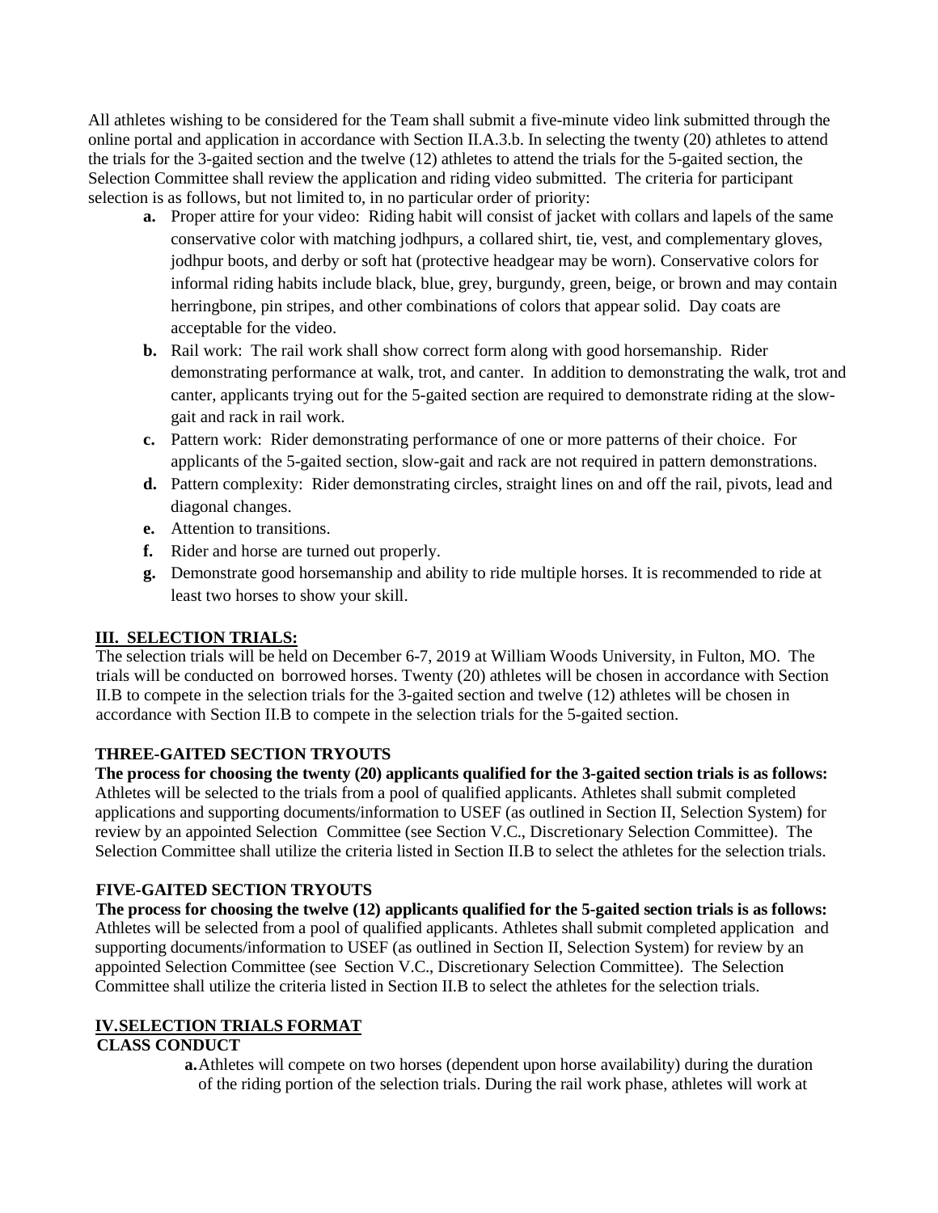All athletes wishing to be considered for the Team shall submit a five-minute video link submitted through the online portal and application in accordance with Section II.A.3.b. In selecting the twenty (20) athletes to attend the trials for the 3-gaited section and the twelve (12) athletes to attend the trials for the 5-gaited section, the Selection Committee shall review the application and riding video submitted. The criteria for participant selection is as follows, but not limited to, in no particular order of priority:

- **a.** Proper attire for your video: Riding habit will consist of jacket with collars and lapels of the same conservative color with matching jodhpurs, a collared shirt, tie, vest, and complementary gloves, jodhpur boots, and derby or soft hat (protective headgear may be worn). Conservative colors for informal riding habits include black, blue, grey, burgundy, green, beige, or brown and may contain herringbone, pin stripes, and other combinations of colors that appear solid. Day coats are acceptable for the video.
- **b.** Rail work: The rail work shall show correct form along with good horsemanship. Rider demonstrating performance at walk, trot, and canter. In addition to demonstrating the walk, trot and canter, applicants trying out for the 5-gaited section are required to demonstrate riding at the slow-gait and rack in rail work.
- **c.** Pattern work: Rider demonstrating performance of one or more patterns of their choice. For applicants of the 5-gaited section, slow-gait and rack are not required in pattern demonstrations.
- **d.** Pattern complexity: Rider demonstrating circles, straight lines on and off the rail, pivots, lead and diagonal changes.
- **e.** Attention to transitions.
- **f.** Rider and horse are turned out properly.
- **g.** Demonstrate good horsemanship and ability to ride multiple horses. It is recommended to ride at least two horses to show your skill.

## III. SELECTION TRIALS:

The selection trials will be held on December 6-7, 2019 at William Woods University, in Fulton, MO. The trials will be conducted on borrowed horses. Twenty (20) athletes will be chosen in accordance with Section II.B to compete in the selection trials for the 3-gaited section and twelve (12) athletes will be chosen in accordance with Section II.B to compete in the selection trials for the 5-gaited section.

### THREE-GAITED SECTION TRYOUTS

**The process for choosing the twenty (20) applicants qualified for the 3-gaited section trials is as follows:** Athletes will be selected to the trials from a pool of qualified applicants. Athletes shall submit completed applications and supporting documents/information to USEF (as outlined in Section II, Selection System) for review by an appointed Selection Committee (see Section V.C., Discretionary Selection Committee). The Selection Committee shall utilize the criteria listed in Section II.B to select the athletes for the selection trials.

### FIVE-GAITED SECTION TRYOUTS

**The process for choosing the twelve (12) applicants qualified for the 5-gaited section trials is as follows:** Athletes will be selected from a pool of qualified applicants. Athletes shall submit completed application and supporting documents/information to USEF (as outlined in Section II, Selection System) for review by an appointed Selection Committee (see Section V.C., Discretionary Selection Committee). The Selection Committee shall utilize the criteria listed in Section II.B to select the athletes for the selection trials.

## IV. SELECTION TRIALS FORMAT

### CLASS CONDUCT

- **a.** Athletes will compete on two horses (dependent upon horse availability) during the duration of the riding portion of the selection trials. During the rail work phase, athletes will work at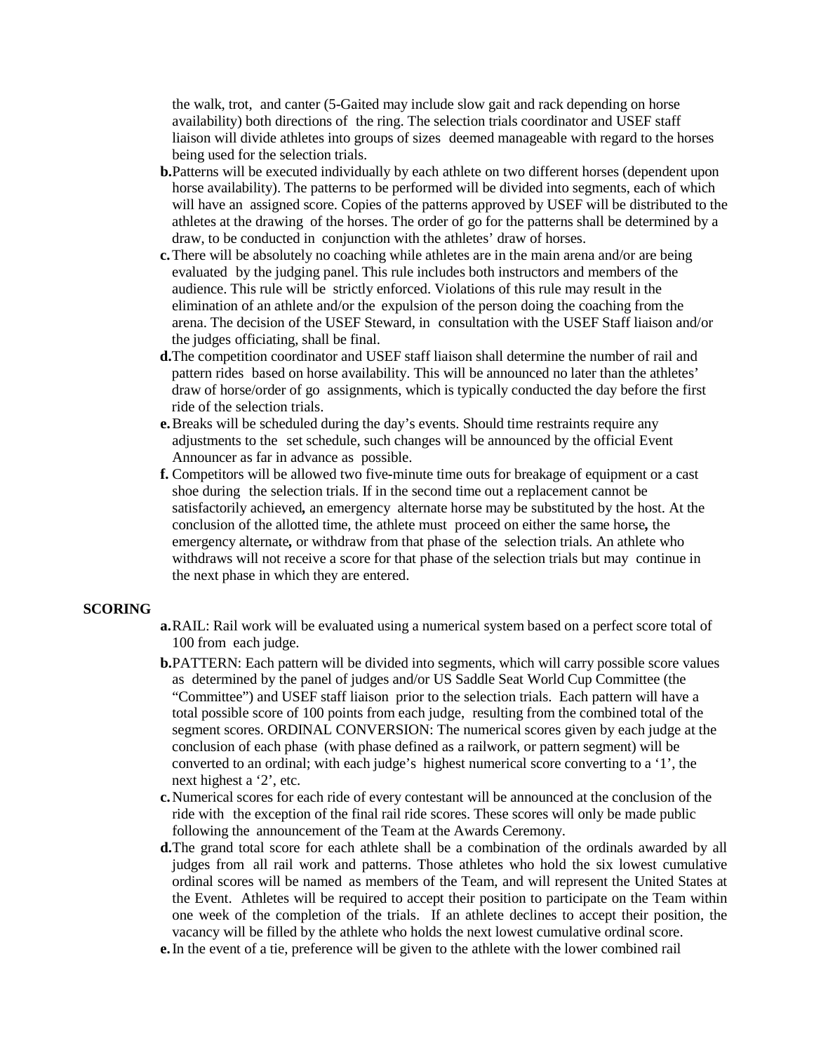the walk, trot, and canter (5-Gaited may include slow gait and rack depending on horse availability) both directions of the ring. The selection trials coordinator and USEF staff liaison will divide athletes into groups of sizes deemed manageable with regard to the horses being used for the selection trials.

**b.** Patterns will be executed individually by each athlete on two different horses (dependent upon horse availability). The patterns to be performed will be divided into segments, each of which will have an assigned score. Copies of the patterns approved by USEF will be distributed to the athletes at the drawing of the horses. The order of go for the patterns shall be determined by a draw, to be conducted in conjunction with the athletes' draw of horses.

**c.** There will be absolutely no coaching while athletes are in the main arena and/or are being evaluated by the judging panel. This rule includes both instructors and members of the audience. This rule will be strictly enforced. Violations of this rule may result in the elimination of an athlete and/or the expulsion of the person doing the coaching from the arena. The decision of the USEF Steward, in consultation with the USEF Staff liaison and/or the judges officiating, shall be final.

**d.** The competition coordinator and USEF staff liaison shall determine the number of rail and pattern rides based on horse availability. This will be announced no later than the athletes' draw of horse/order of go assignments, which is typically conducted the day before the first ride of the selection trials.

**e.** Breaks will be scheduled during the day's events. Should time restraints require any adjustments to the set schedule, such changes will be announced by the official Event Announcer as far in advance as possible.

**f.** Competitors will be allowed two five-minute time outs for breakage of equipment or a cast shoe during the selection trials. If in the second time out a replacement cannot be satisfactorily achieved**,** an emergency alternate horse may be substituted by the host. At the conclusion of the allotted time, the athlete must proceed on either the same horse**,** the emergency alternate**,** or withdraw from that phase of the selection trials. An athlete who withdraws will not receive a score for that phase of the selection trials but may continue in the next phase in which they are entered.

**SCORING**

**a.** RAIL: Rail work will be evaluated using a numerical system based on a perfect score total of 100 from each judge.

**b.** PATTERN: Each pattern will be divided into segments, which will carry possible score values as determined by the panel of judges and/or US Saddle Seat World Cup Committee (the "Committee") and USEF staff liaison prior to the selection trials. Each pattern will have a total possible score of 100 points from each judge, resulting from the combined total of the segment scores. ORDINAL CONVERSION: The numerical scores given by each judge at the conclusion of each phase (with phase defined as a railwork, or pattern segment) will be converted to an ordinal; with each judge's highest numerical score converting to a '1', the next highest a '2', etc.

**c.** Numerical scores for each ride of every contestant will be announced at the conclusion of the ride with the exception of the final rail ride scores. These scores will only be made public following the announcement of the Team at the Awards Ceremony.

**d.** The grand total score for each athlete shall be a combination of the ordinals awarded by all judges from all rail work and patterns. Those athletes who hold the six lowest cumulative ordinal scores will be named as members of the Team, and will represent the United States at the Event. Athletes will be required to accept their position to participate on the Team within one week of the completion of the trials. If an athlete declines to accept their position, the vacancy will be filled by the athlete who holds the next lowest cumulative ordinal score.

**e.** In the event of a tie, preference will be given to the athlete with the lower combined rail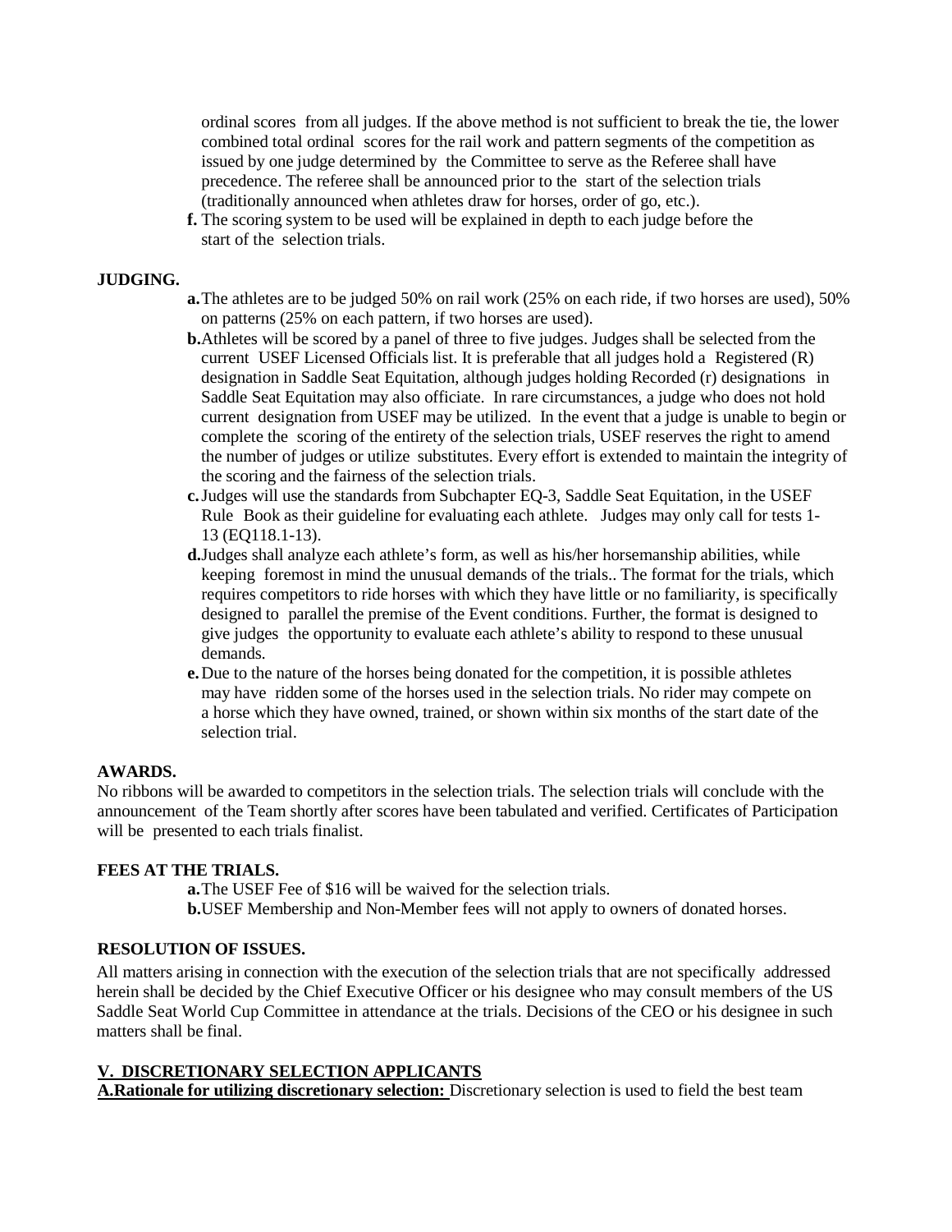ordinal scores from all judges. If the above method is not sufficient to break the tie, the lower combined total ordinal scores for the rail work and pattern segments of the competition as issued by one judge determined by the Committee to serve as the Referee shall have precedence. The referee shall be announced prior to the start of the selection trials (traditionally announced when athletes draw for horses, order of go, etc.).

**f.** The scoring system to be used will be explained in depth to each judge before the start of the selection trials.

**JUDGING.**

**a.** The athletes are to be judged 50% on rail work (25% on each ride, if two horses are used), 50% on patterns (25% on each pattern, if two horses are used).

**b.** Athletes will be scored by a panel of three to five judges. Judges shall be selected from the current USEF Licensed Officials list. It is preferable that all judges hold a Registered (R) designation in Saddle Seat Equitation, although judges holding Recorded (r) designations in Saddle Seat Equitation may also officiate. In rare circumstances, a judge who does not hold current designation from USEF may be utilized. In the event that a judge is unable to begin or complete the scoring of the entirety of the selection trials, USEF reserves the right to amend the number of judges or utilize substitutes. Every effort is extended to maintain the integrity of the scoring and the fairness of the selection trials.

**c.** Judges will use the standards from Subchapter EQ-3, Saddle Seat Equitation, in the USEF Rule Book as their guideline for evaluating each athlete. Judges may only call for tests 1-13 (EQ118.1-13).

**d.** Judges shall analyze each athlete's form, as well as his/her horsemanship abilities, while keeping foremost in mind the unusual demands of the trials.. The format for the trials, which requires competitors to ride horses with which they have little or no familiarity, is specifically designed to parallel the premise of the Event conditions. Further, the format is designed to give judges the opportunity to evaluate each athlete's ability to respond to these unusual demands.

**e.** Due to the nature of the horses being donated for the competition, it is possible athletes may have ridden some of the horses used in the selection trials. No rider may compete on a horse which they have owned, trained, or shown within six months of the start date of the selection trial.

**AWARDS.**

No ribbons will be awarded to competitors in the selection trials. The selection trials will conclude with the announcement of the Team shortly after scores have been tabulated and verified. Certificates of Participation will be presented to each trials finalist.

**FEES AT THE TRIALS.**

**a.** The USEF Fee of $16 will be waived for the selection trials.

**b.** USEF Membership and Non-Member fees will not apply to owners of donated horses.

**RESOLUTION OF ISSUES.**

All matters arising in connection with the execution of the selection trials that are not specifically addressed herein shall be decided by the Chief Executive Officer or his designee who may consult members of the US Saddle Seat World Cup Committee in attendance at the trials. Decisions of the CEO or his designee in such matters shall be final.

## V. DISCRETIONARY SELECTION APPLICANTS

**A. Rationale for utilizing discretionary selection:** Discretionary selection is used to field the best team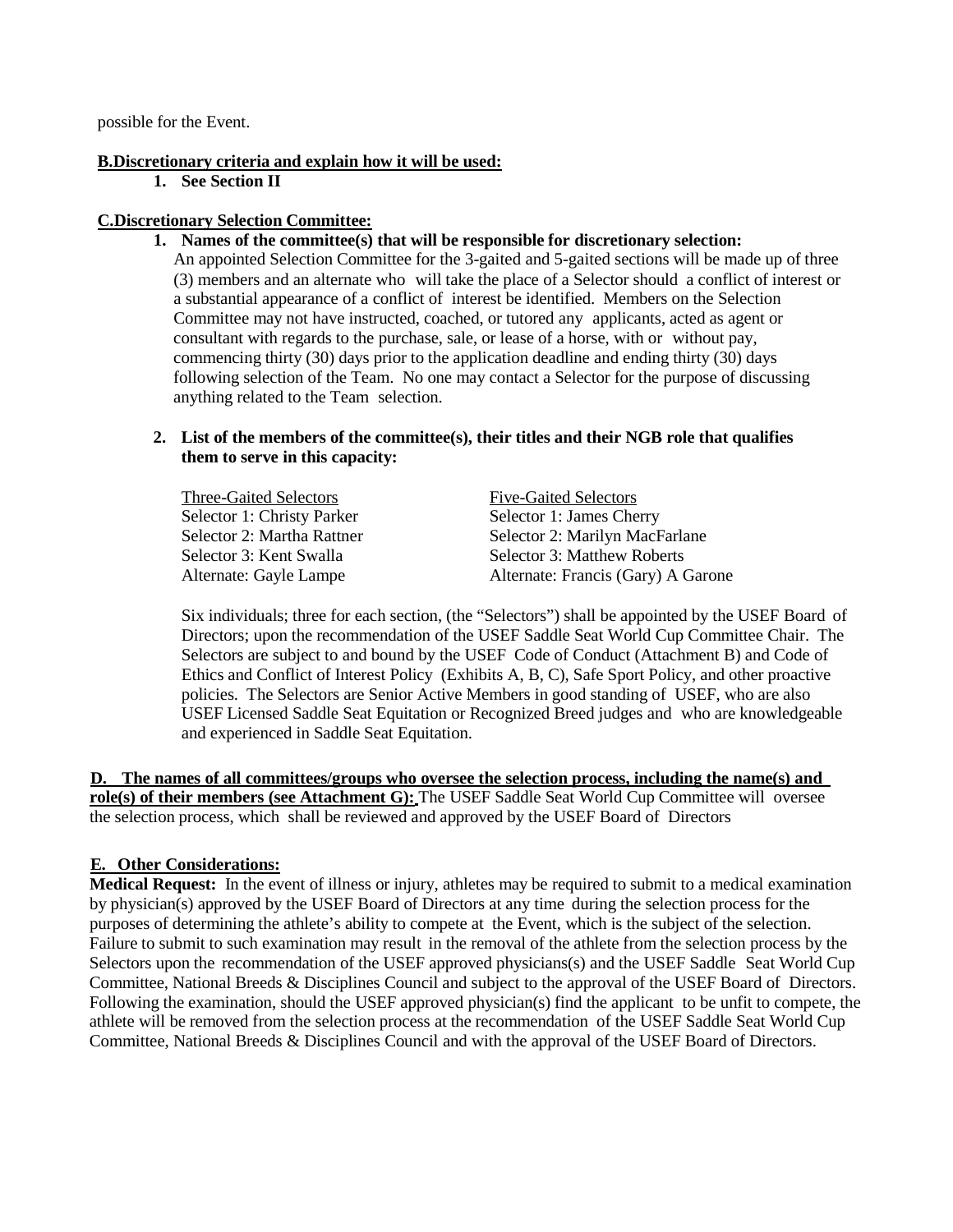possible for the Event.

**B. Discretionary criteria and explain how it will be used:**

1. **See Section II**

**C. Discretionary Selection Committee:**

1. **Names of the committee(s) that will be responsible for discretionary selection:**
   An appointed Selection Committee for the 3-gaited and 5-gaited sections will be made up of three (3) members and an alternate who will take the place of a Selector should a conflict of interest or a substantial appearance of a conflict of interest be identified. Members on the Selection Committee may not have instructed, coached, or tutored any applicants, acted as agent or consultant with regards to the purchase, sale, or lease of a horse, with or without pay, commencing thirty (30) days prior to the application deadline and ending thirty (30) days following selection of the Team. No one may contact a Selector for the purpose of discussing anything related to the Team selection.

2. **List of the members of the committee(s), their titles and their NGB role that qualifies them to serve in this capacity:**

| Three-Gaited Selectors | Five-Gaited Selectors |
|---|---|
| Selector 1: Christy Parker | Selector 1: James Cherry |
| Selector 2: Martha Rattner | Selector 2: Marilyn MacFarlane |
| Selector 3: Kent Swalla | Selector 3: Matthew Roberts |
| Alternate: Gayle Lampe | Alternate: Francis (Gary) A Garone |

   Six individuals; three for each section, (the "Selectors") shall be appointed by the USEF Board of Directors; upon the recommendation of the USEF Saddle Seat World Cup Committee Chair. The Selectors are subject to and bound by the USEF Code of Conduct (Attachment B) and Code of Ethics and Conflict of Interest Policy (Exhibits A, B, C), Safe Sport Policy, and other proactive policies. The Selectors are Senior Active Members in good standing of USEF, who are also USEF Licensed Saddle Seat Equitation or Recognized Breed judges and who are knowledgeable and experienced in Saddle Seat Equitation.

**D. The names of all committees/groups who oversee the selection process, including the name(s) and role(s) of their members (see Attachment G):** The USEF Saddle Seat World Cup Committee will oversee the selection process, which shall be reviewed and approved by the USEF Board of Directors

**E. Other Considerations:**

**Medical Request:** In the event of illness or injury, athletes may be required to submit to a medical examination by physician(s) approved by the USEF Board of Directors at any time during the selection process for the purposes of determining the athlete's ability to compete at the Event, which is the subject of the selection. Failure to submit to such examination may result in the removal of the athlete from the selection process by the Selectors upon the recommendation of the USEF approved physicians(s) and the USEF Saddle Seat World Cup Committee, National Breeds & Disciplines Council and subject to the approval of the USEF Board of Directors. Following the examination, should the USEF approved physician(s) find the applicant to be unfit to compete, the athlete will be removed from the selection process at the recommendation of the USEF Saddle Seat World Cup Committee, National Breeds & Disciplines Council and with the approval of the USEF Board of Directors.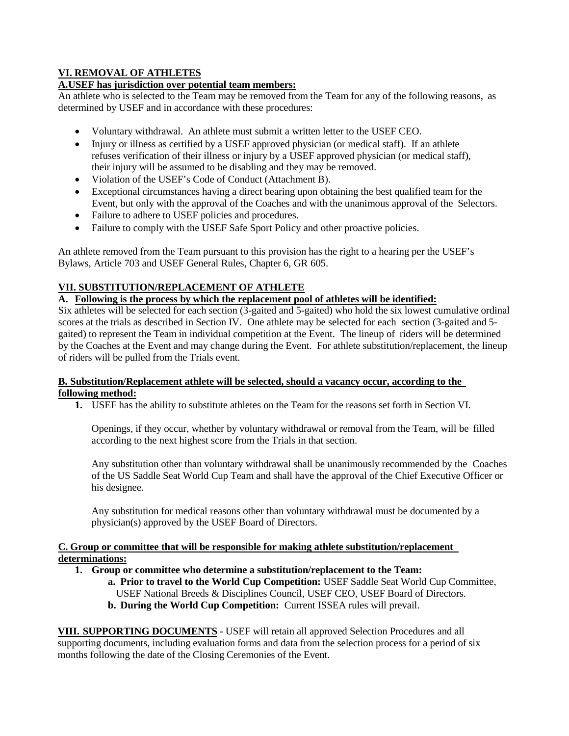## VI. REMOVAL OF ATHLETES

### A.USEF has jurisdiction over potential team members:

An athlete who is selected to the Team may be removed from the Team for any of the following reasons, as determined by USEF and in accordance with these procedures:

- Voluntary withdrawal. An athlete must submit a written letter to the USEF CEO.
- Injury or illness as certified by a USEF approved physician (or medical staff). If an athlete refuses verification of their illness or injury by a USEF approved physician (or medical staff), their injury will be assumed to be disabling and they may be removed.
- Violation of the USEF's Code of Conduct (Attachment B).
- Exceptional circumstances having a direct bearing upon obtaining the best qualified team for the Event, but only with the approval of the Coaches and with the unanimous approval of the Selectors.
- Failure to adhere to USEF policies and procedures.
- Failure to comply with the USEF Safe Sport Policy and other proactive policies.

An athlete removed from the Team pursuant to this provision has the right to a hearing per the USEF's Bylaws, Article 703 and USEF General Rules, Chapter 6, GR 605.

## VII. SUBSTITUTION/REPLACEMENT OF ATHLETE

### A. Following is the process by which the replacement pool of athletes will be identified:

Six athletes will be selected for each section (3-gaited and 5-gaited) who hold the six lowest cumulative ordinal scores at the trials as described in Section IV. One athlete may be selected for each section (3-gaited and 5-gaited) to represent the Team in individual competition at the Event. The lineup of riders will be determined by the Coaches at the Event and may change during the Event. For athlete substitution/replacement, the lineup of riders will be pulled from the Trials event.

### B. Substitution/Replacement athlete will be selected, should a vacancy occur, according to the following method:

1. USEF has the ability to substitute athletes on the Team for the reasons set forth in Section VI.

   Openings, if they occur, whether by voluntary withdrawal or removal from the Team, will be filled according to the next highest score from the Trials in that section.

   Any substitution other than voluntary withdrawal shall be unanimously recommended by the Coaches of the US Saddle Seat World Cup Team and shall have the approval of the Chief Executive Officer or his designee.

   Any substitution for medical reasons other than voluntary withdrawal must be documented by a physician(s) approved by the USEF Board of Directors.

### C. Group or committee that will be responsible for making athlete substitution/replacement determinations:

1. **Group or committee who determine a substitution/replacement to the Team:**
   a. **Prior to travel to the World Cup Competition:** USEF Saddle Seat World Cup Committee, USEF National Breeds & Disciplines Council, USEF CEO, USEF Board of Directors.
   b. **During the World Cup Competition:** Current ISSEA rules will prevail.

**VIII. SUPPORTING DOCUMENTS** - USEF will retain all approved Selection Procedures and all supporting documents, including evaluation forms and data from the selection process for a period of six months following the date of the Closing Ceremonies of the Event.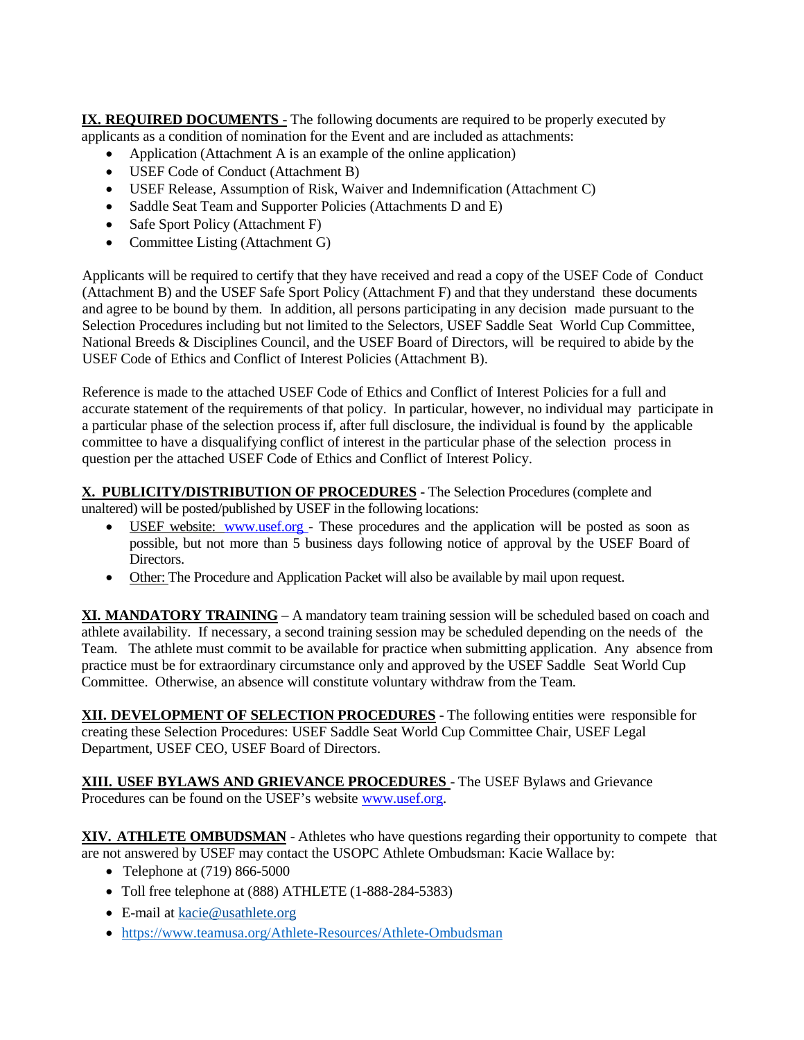**IX. REQUIRED DOCUMENTS -** The following documents are required to be properly executed by applicants as a condition of nomination for the Event and are included as attachments:

- Application (Attachment A is an example of the online application)
- USEF Code of Conduct (Attachment B)
- USEF Release, Assumption of Risk, Waiver and Indemnification (Attachment C)
- Saddle Seat Team and Supporter Policies (Attachments D and E)
- Safe Sport Policy (Attachment F)
- Committee Listing (Attachment G)

Applicants will be required to certify that they have received and read a copy of the USEF Code of Conduct (Attachment B) and the USEF Safe Sport Policy (Attachment F) and that they understand these documents and agree to be bound by them. In addition, all persons participating in any decision made pursuant to the Selection Procedures including but not limited to the Selectors, USEF Saddle Seat World Cup Committee, National Breeds & Disciplines Council, and the USEF Board of Directors, will be required to abide by the USEF Code of Ethics and Conflict of Interest Policies (Attachment B).

Reference is made to the attached USEF Code of Ethics and Conflict of Interest Policies for a full and accurate statement of the requirements of that policy. In particular, however, no individual may participate in a particular phase of the selection process if, after full disclosure, the individual is found by the applicable committee to have a disqualifying conflict of interest in the particular phase of the selection process in question per the attached USEF Code of Ethics and Conflict of Interest Policy.

**X. PUBLICITY/DISTRIBUTION OF PROCEDURES** - The Selection Procedures (complete and unaltered) will be posted/published by USEF in the following locations:

- USEF website: www.usef.org - These procedures and the application will be posted as soon as possible, but not more than 5 business days following notice of approval by the USEF Board of Directors.
- Other: The Procedure and Application Packet will also be available by mail upon request.

**XI. MANDATORY TRAINING** – A mandatory team training session will be scheduled based on coach and athlete availability. If necessary, a second training session may be scheduled depending on the needs of the Team. The athlete must commit to be available for practice when submitting application. Any absence from practice must be for extraordinary circumstance only and approved by the USEF Saddle Seat World Cup Committee. Otherwise, an absence will constitute voluntary withdraw from the Team.

**XII. DEVELOPMENT OF SELECTION PROCEDURES** - The following entities were responsible for creating these Selection Procedures: USEF Saddle Seat World Cup Committee Chair, USEF Legal Department, USEF CEO, USEF Board of Directors.

**XIII. USEF BYLAWS AND GRIEVANCE PROCEDURES** - The USEF Bylaws and Grievance Procedures can be found on the USEF's website www.usef.org.

**XIV. ATHLETE OMBUDSMAN** - Athletes who have questions regarding their opportunity to compete that are not answered by USEF may contact the USOPC Athlete Ombudsman: Kacie Wallace by:

- Telephone at (719) 866-5000
- Toll free telephone at (888) ATHLETE (1-888-284-5383)
- E-mail at kacie@usathlete.org
- https://www.teamusa.org/Athlete-Resources/Athlete-Ombudsman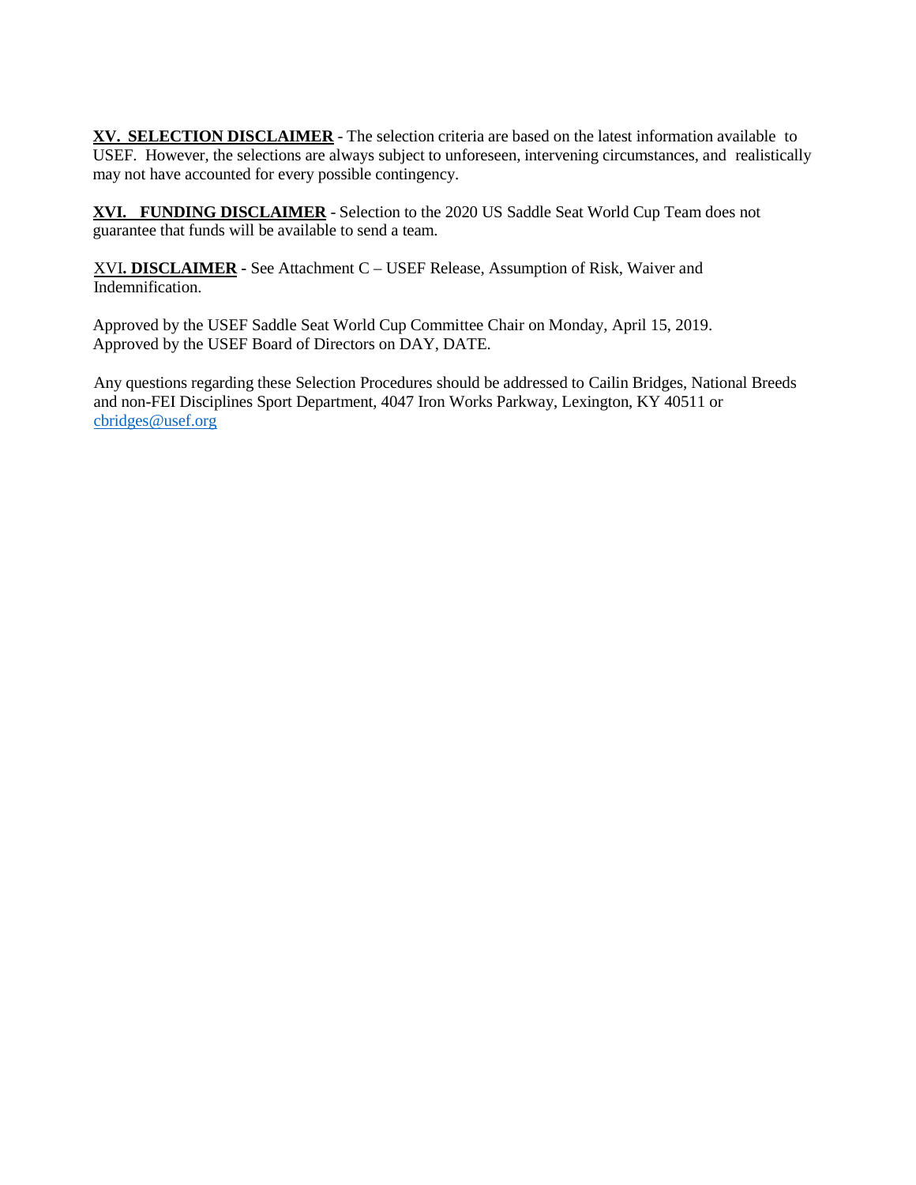**XV. SELECTION DISCLAIMER** - The selection criteria are based on the latest information available to USEF. However, the selections are always subject to unforeseen, intervening circumstances, and realistically may not have accounted for every possible contingency.

**XVI. FUNDING DISCLAIMER** - Selection to the 2020 US Saddle Seat World Cup Team does not guarantee that funds will be available to send a team.

XVI**. DISCLAIMER** - See Attachment C – USEF Release, Assumption of Risk, Waiver and Indemnification.

Approved by the USEF Saddle Seat World Cup Committee Chair on Monday, April 15, 2019.
Approved by the USEF Board of Directors on DAY, DATE.

Any questions regarding these Selection Procedures should be addressed to Cailin Bridges, National Breeds and non-FEI Disciplines Sport Department, 4047 Iron Works Parkway, Lexington, KY 40511 or cbridges@usef.org